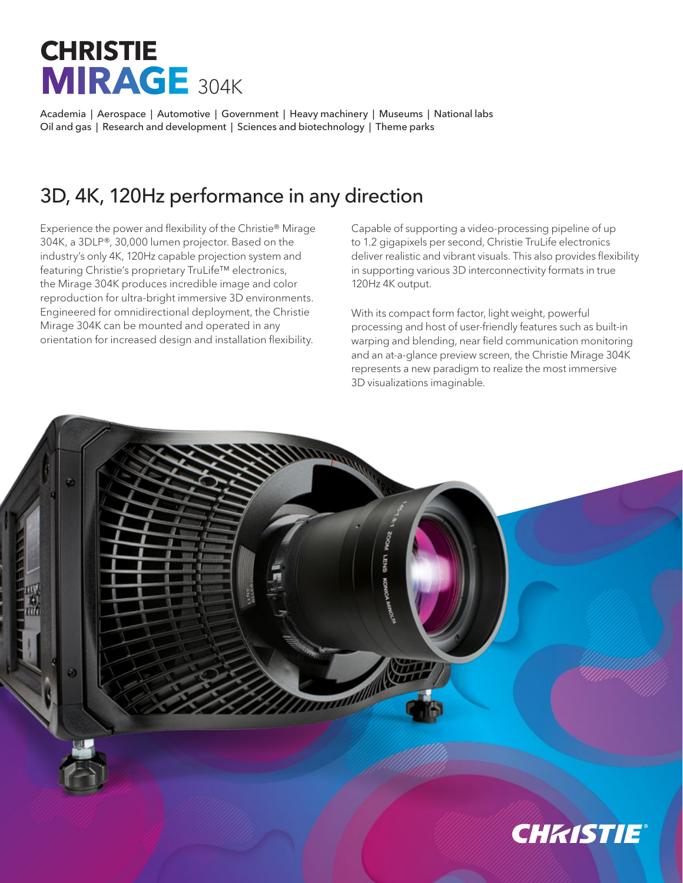# CHRISTIE MIRAGE 304K

Academia | Aerospace | Automotive | Government | Heavy machinery | Museums | National labs
Oil and gas | Research and development | Sciences and biotechnology | Theme parks

## 3D, 4K, 120Hz performance in any direction

Experience the power and flexibility of the Christie® Mirage 304K, a 3DLP®, 30,000 lumen projector. Based on the industry's only 4K, 120Hz capable projection system and featuring Christie's proprietary TruLife™ electronics, the Mirage 304K produces incredible image and color reproduction for ultra-bright immersive 3D environments. Engineered for omnidirectional deployment, the Christie Mirage 304K can be mounted and operated in any orientation for increased design and installation flexibility.

Capable of supporting a video-processing pipeline of up to 1.2 gigapixels per second, Christie TruLife electronics deliver realistic and vibrant visuals. This also provides flexibility in supporting various 3D interconnectivity formats in true 120Hz 4K output.

With its compact form factor, light weight, powerful processing and host of user-friendly features such as built-in warping and blending, near field communication monitoring and an at-a-glance preview screen, the Christie Mirage 304K represents a new paradigm to realize the most immersive 3D visualizations imaginable.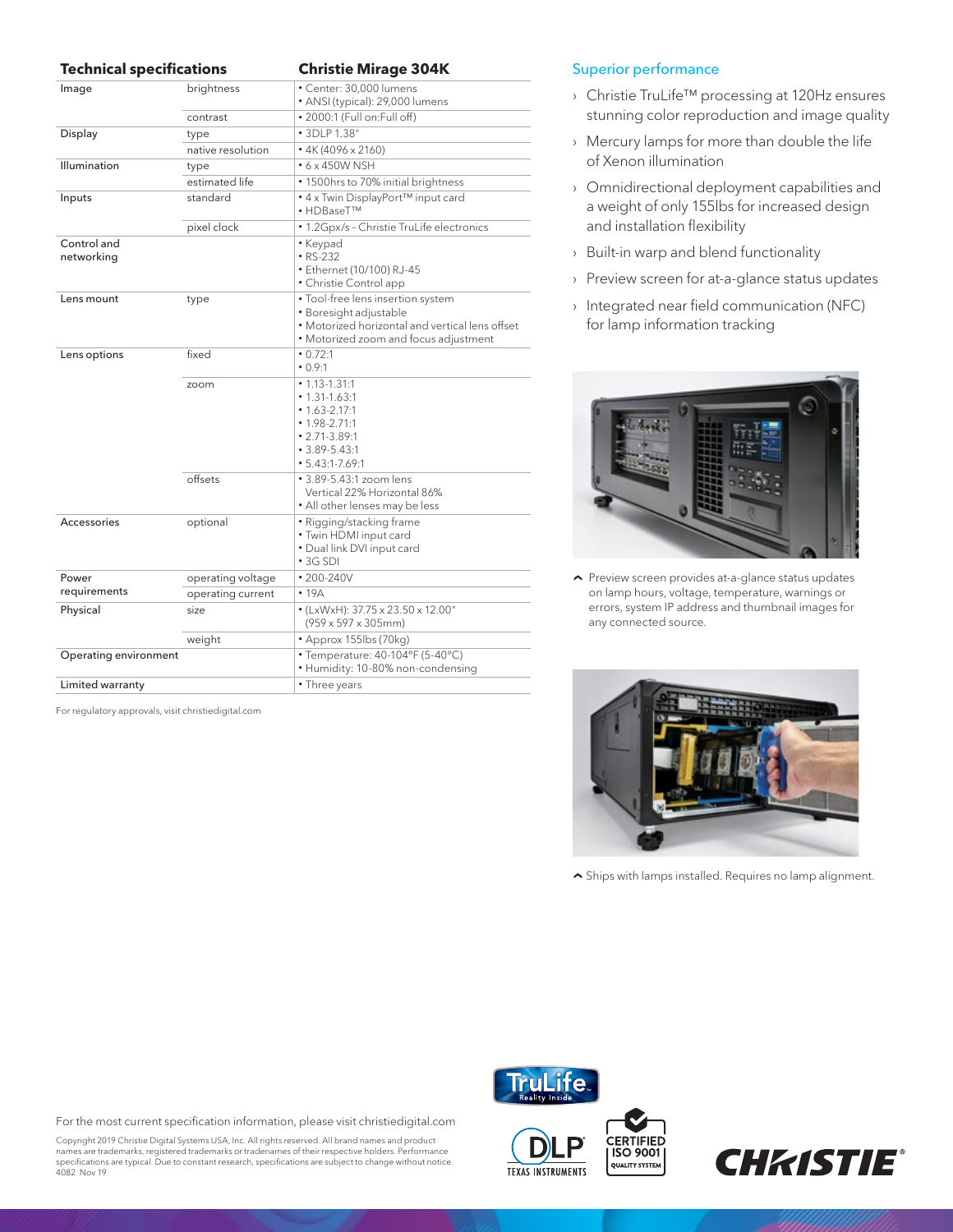| Technical specifications | | Christie Mirage 304K |
|---|---|---|
| Image | brightness | • Center: 30,000 lumens<br>• ANSI (typical): 29,000 lumens |
| | contrast | • 2000:1 (Full on:Full off) |
| Display | type | • 3DLP 1.38" |
| | native resolution | • 4K (4096 x 2160) |
| Illumination | type | • 6 x 450W NSH |
| | estimated life | • 1500hrs to 70% initial brightness |
| Inputs | standard | • 4 x Twin DisplayPort™ input card<br>• HDBaseT™ |
| | pixel clock | • 1.2Gpx/s – Christie TruLife electronics |
| Control and networking | | • Keypad<br>• RS-232<br>• Ethernet (10/100) RJ-45<br>• Christie Control app |
| Lens mount | type | • Tool-free lens insertion system<br>• Boresight adjustable<br>• Motorized horizontal and vertical lens offset<br>• Motorized zoom and focus adjustment |
| Lens options | fixed | • 0.72:1<br>• 0.9:1 |
| | zoom | • 1.13-1.31:1<br>• 1.31-1.63:1<br>• 1.63-2.17:1<br>• 1.98-2.71:1<br>• 2.71-3.89:1<br>• 3.89-5.43:1<br>• 5.43:1-7.69:1 |
| | offsets | • 3.89-5.43:1 zoom lens<br>Vertical 22% Horizontal 86%<br>• All other lenses may be less |
| Accessories | optional | • Rigging/stacking frame<br>• Twin HDMI input card<br>• Dual link DVI input card<br>• 3G SDI |
| Power requirements | operating voltage | • 200-240V |
| | operating current | • 19A |
| Physical | size | • (LxWxH): 37.75 x 23.50 x 12.00"<br>(959 x 597 x 305mm) |
| | weight | • Approx 155lbs (70kg) |
| Operating environment | | • Temperature: 40-104°F (5-40°C)<br>• Humidity: 10-80% non-condensing |
| Limited warranty | | • Three years |

For regulatory approvals, visit christiedigital.com

## Superior performance

- Christie TruLife™ processing at 120Hz ensures stunning color reproduction and image quality
- Mercury lamps for more than double the life of Xenon illumination
- Omnidirectional deployment capabilities and a weight of only 155lbs for increased design and installation flexibility
- Built-in warp and blend functionality
- Preview screen for at-a-glance status updates
- Integrated near field communication (NFC) for lamp information tracking

Preview screen provides at-a-glance status updates on lamp hours, voltage, temperature, warnings or errors, system IP address and thumbnail images for any connected source.

Ships with lamps installed. Requires no lamp alignment.

For the most current specification information, please visit christiedigital.com

Copyright 2019 Christie Digital Systems USA, Inc. All rights reserved. All brand names and product names are trademarks, registered trademarks or tradenames of their respective holders. Performance specifications are typical. Due to constant research, specifications are subject to change without notice. 4082 Nov 19